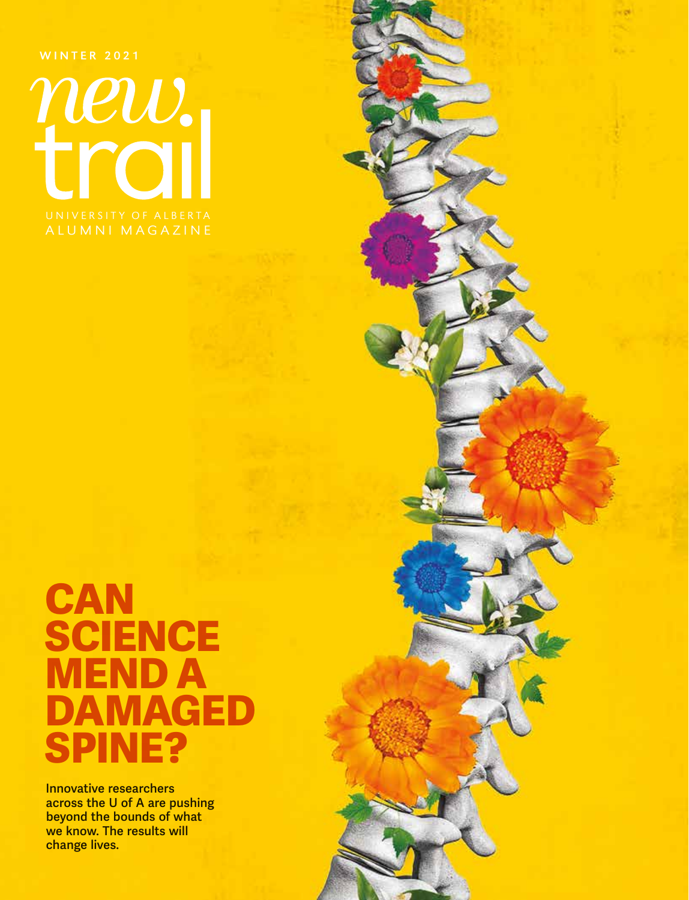WINTER 2021

# new trail

UNIVERSITY OF ALBERTA
ALUMNI MAGAZINE

## CAN SCIENCE MEND A DAMAGED SPINE?

Innovative researchers across the U of A are pushing beyond the bounds of what we know. The results will change lives.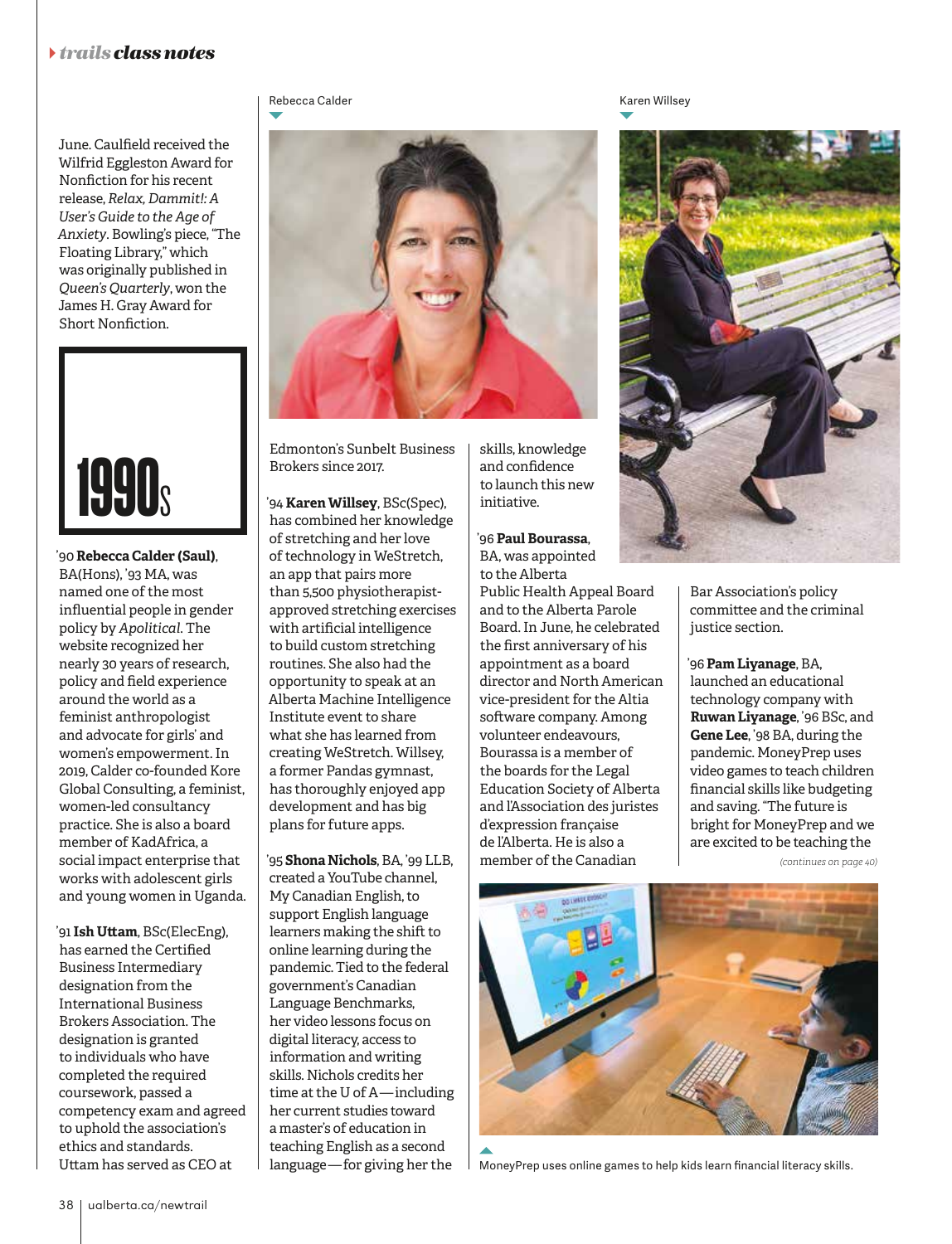June. Caulfield received the Wilfrid Eggleston Award for Nonfiction for his recent release, *Relax, Dammit!: A User's Guide to the Age of Anxiety*. Bowling's piece, "The Floating Library," which was originally published in *Queen's Quarterly*, won the James H. Gray Award for Short Nonfiction.

# 1990s

'90 **Rebecca Calder (Saul)**, BA(Hons), '93 MA, was named one of the most influential people in gender policy by *Apolitical*. The website recognized her nearly 30 years of research, policy and field experience around the world as a feminist anthropologist and advocate for girls' and women's empowerment. In 2019, Calder co-founded Kore Global Consulting, a feminist, women-led consultancy practice. She is also a board member of KadAfrica, a social impact enterprise that works with adolescent girls and young women in Uganda.

Rebecca Calder

'91 **Ish Uttam**, BSc(ElecEng), has earned the Certified Business Intermediary designation from the International Business Brokers Association. The designation is granted to individuals who have completed the required coursework, passed a competency exam and agreed to uphold the association's ethics and standards. Uttam has served as CEO at Edmonton's Sunbelt Business Brokers since 2017.

'94 **Karen Willsey**, BSc(Spec), has combined her knowledge of stretching and her love of technology in WeStretch, an app that pairs more than 5,500 physiotherapist-approved stretching exercises with artificial intelligence to build custom stretching routines. She also had the opportunity to speak at an Alberta Machine Intelligence Institute event to share what she has learned from creating WeStretch. Willsey, a former Pandas gymnast, has thoroughly enjoyed app development and has big plans for future apps.

Karen Willsey

'95 **Shona Nichols**, BA, '99 LLB, created a YouTube channel, My Canadian English, to support English language learners making the shift to online learning during the pandemic. Tied to the federal government's Canadian Language Benchmarks, her video lessons focus on digital literacy, access to information and writing skills. Nichols credits her time at the U of A—including her current studies toward a master's of education in teaching English as a second language—for giving her the skills, knowledge and confidence to launch this new initiative.

'96 **Paul Bourassa**, BA, was appointed to the Alberta Public Health Appeal Board and to the Alberta Parole Board. In June, he celebrated the first anniversary of his appointment as a board director and North American vice-president for the Altia software company. Among volunteer endeavours, Bourassa is a member of the boards for the Legal Education Society of Alberta and l'Association des juristes d'expression française de l'Alberta. He is also a member of the Canadian Bar Association's policy committee and the criminal justice section.

'96 **Pam Liyanage**, BA, launched an educational technology company with **Ruwan Liyanage**, '96 BSc, and **Gene Lee**, '98 BA, during the pandemic. MoneyPrep uses video games to teach children financial skills like budgeting and saving. "The future is bright for MoneyPrep and we are excited to be teaching the

*(continues on page 40)*

MoneyPrep uses online games to help kids learn financial literacy skills.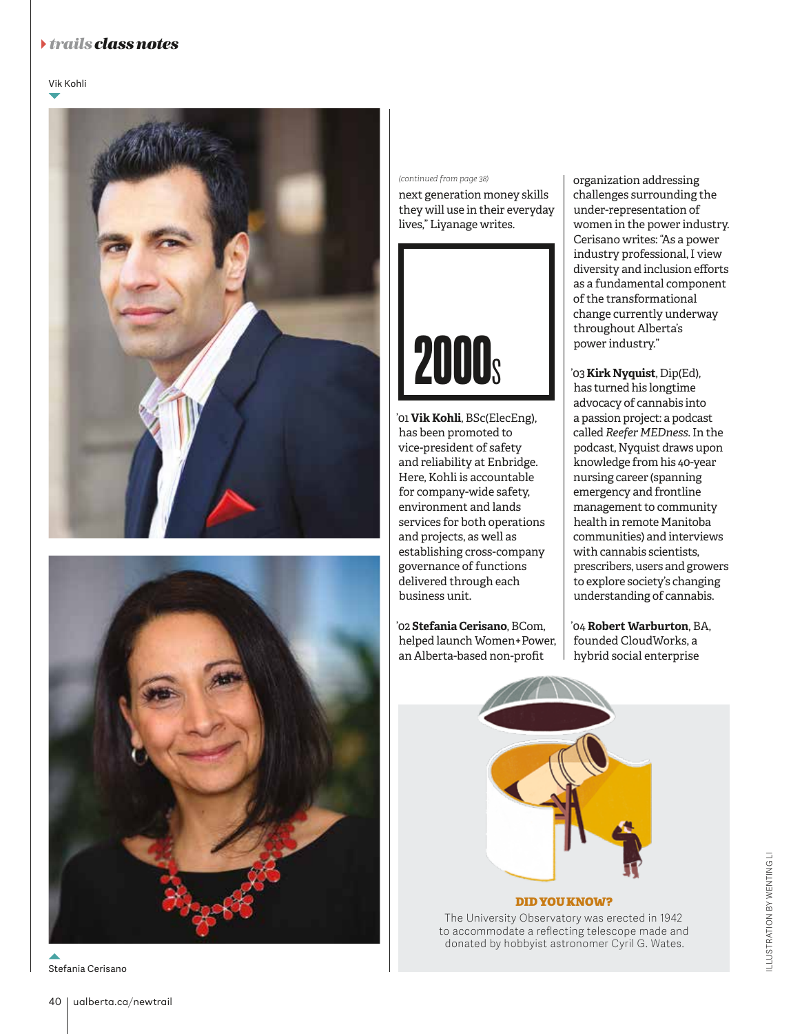Vik Kohli

Stefania Cerisano

*(continued from page 38)*

next generation money skills they will use in their everyday lives," Liyanage writes.

## 2000s

'01 **Vik Kohli**, BSc(ElecEng), has been promoted to vice-president of safety and reliability at Enbridge. Here, Kohli is accountable for company-wide safety, environment and lands services for both operations and projects, as well as establishing cross-company governance of functions delivered through each business unit.

'02 **Stefania Cerisano**, BCom, helped launch Women+Power, an Alberta-based non-profit organization addressing challenges surrounding the under-representation of women in the power industry. Cerisano writes: "As a power industry professional, I view diversity and inclusion efforts as a fundamental component of the transformational change currently underway throughout Alberta's power industry."

'03 **Kirk Nyquist**, Dip(Ed), has turned his longtime advocacy of cannabis into a passion project: a podcast called *Reefer MEDness*. In the podcast, Nyquist draws upon knowledge from his 40-year nursing career (spanning emergency and frontline management to community health in remote Manitoba communities) and interviews with cannabis scientists, prescribers, users and growers to explore society's changing understanding of cannabis.

'04 **Robert Warburton**, BA, founded CloudWorks, a hybrid social enterprise

**DID YOU KNOW?**

The University Observatory was erected in 1942 to accommodate a reflecting telescope made and donated by hobbyist astronomer Cyril G. Wates.

ILLUSTRATION BY WENTING LI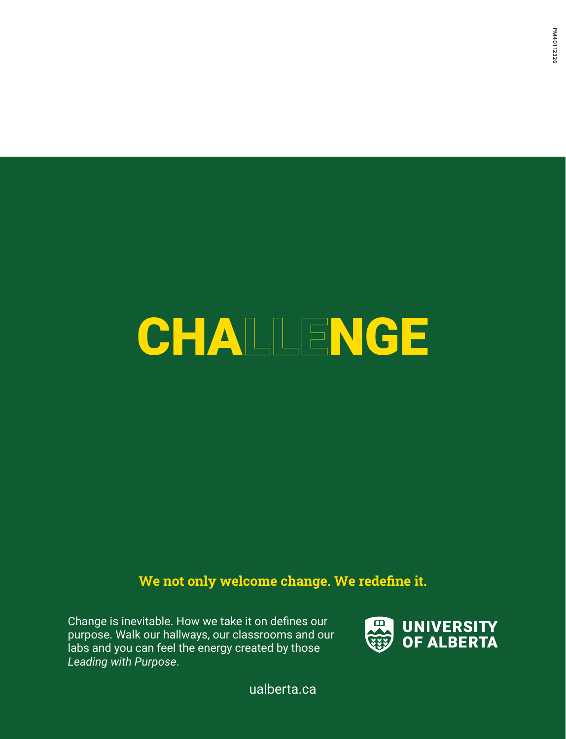PM40112326

# CHALLENGE

**We not only welcome change. We redefine it.**

Change is inevitable. How we take it on defines our purpose. Walk our hallways, our classrooms and our labs and you can feel the energy created by those *Leading with Purpose*.

UNIVERSITY OF ALBERTA

ualberta.ca